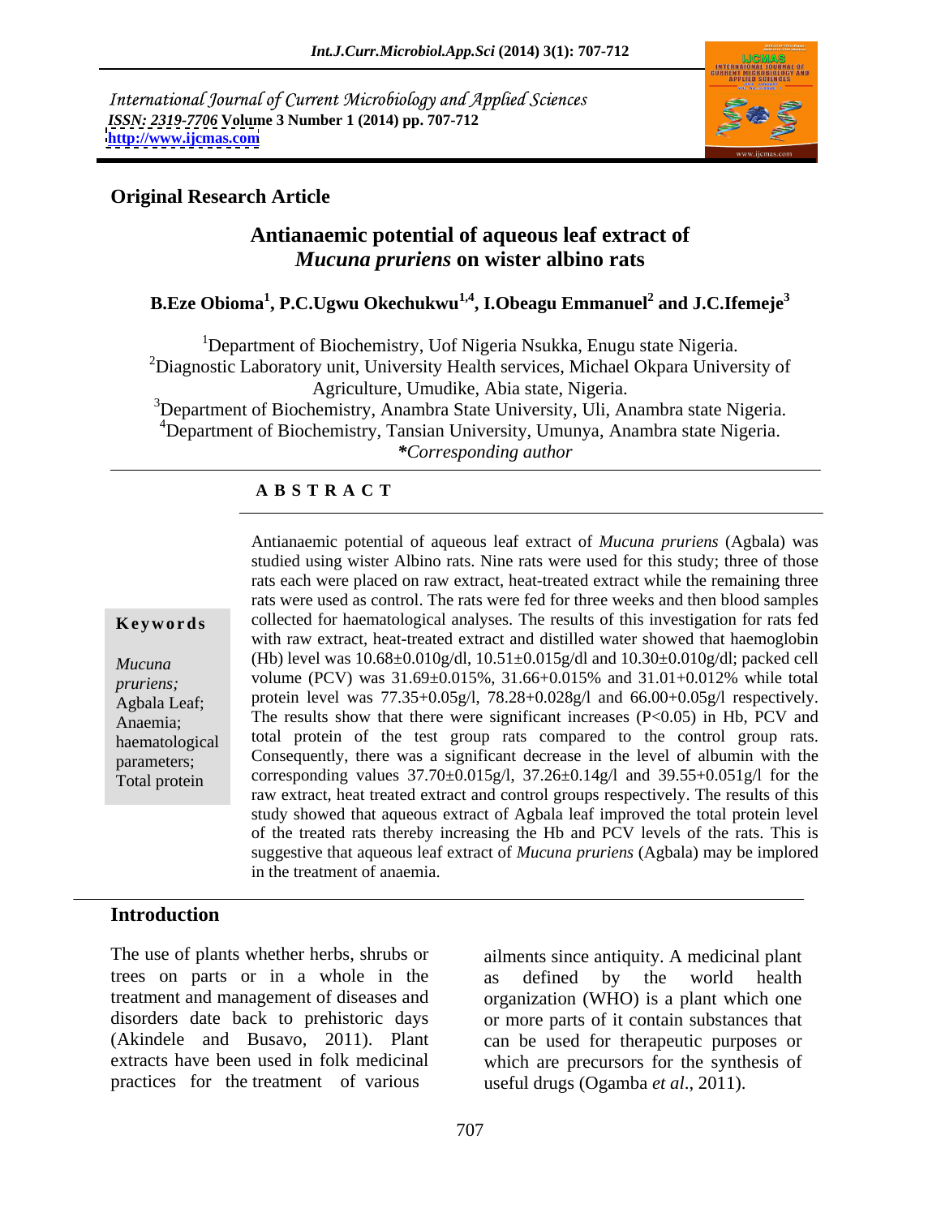International Journal of Current Microbiology and Applied Sciences
*ISSN: 2319-7706* **Volume 3 Number 1 (2014) pp. 707-712**
**http://www.ijcmas.com**

**Original Research Article**

# Antianaemic potential of aqueous leaf extract of *Mucuna pruriens* on wister albino rats

**B.Eze Obioma[1], P.C.Ugwu Okechukwu[1,4], I.Obeagu Emmanuel[2] and J.C.Ifemeje[3]**

[1]Department of Biochemistry, Uof Nigeria Nsukka, Enugu state Nigeria.
[2]Diagnostic Laboratory unit, University Health services, Michael Okpara University of Agriculture, Umudike, Abia state, Nigeria.
[3]Department of Biochemistry, Anambra State University, Uli, Anambra state Nigeria.
[4]Department of Biochemistry, Tansian University, Umunya, Anambra state Nigeria.
***Corresponding author***

## ABSTRACT

**Keywords**

*Mucuna pruriens;* Agbala Leaf; Anaemia; haematological parameters; Total protein

Antianaemic potential of aqueous leaf extract of *Mucuna pruriens* (Agbala) was studied using wister Albino rats. Nine rats were used for this study; three of those rats each were placed on raw extract, heat-treated extract while the remaining three rats were used as control. The rats were fed for three weeks and then blood samples collected for haematological analyses. The results of this investigation for rats fed with raw extract, heat-treated extract and distilled water showed that haemoglobin (Hb) level was 10.68±0.010g/dl, 10.51±0.015g/dl and 10.30±0.010g/dl; packed cell volume (PCV) was 31.69±0.015%, 31.66+0.015% and 31.01+0.012% while total protein level was 77.35+0.05g/l, 78.28+0.028g/l and 66.00+0.05g/l respectively. The results show that there were significant increases ($P<0.05$) in Hb, PCV and total protein of the test group rats compared to the control group rats. Consequently, there was a significant decrease in the level of albumin with the corresponding values 37.70±0.015g/l, 37.26±0.14g/l and 39.55+0.051g/l for the raw extract, heat treated extract and control groups respectively. The results of this study showed that aqueous extract of Agbala leaf improved the total protein level of the treated rats thereby increasing the Hb and PCV levels of the rats. This is suggestive that aqueous leaf extract of *Mucuna pruriens* (Agbala) may be implored in the treatment of anaemia.

## Introduction

The use of plants whether herbs, shrubs or trees on parts or in a whole in the treatment and management of diseases and disorders date back to prehistoric days (Akindele and Busavo, 2011). Plant extracts have been used in folk medicinal practices for the treatment of various ailments since antiquity. A medicinal plant as defined by the world health organization (WHO) is a plant which one or more parts of it contain substances that can be used for therapeutic purposes or which are precursors for the synthesis of useful drugs (Ogamba *et al*., 2011).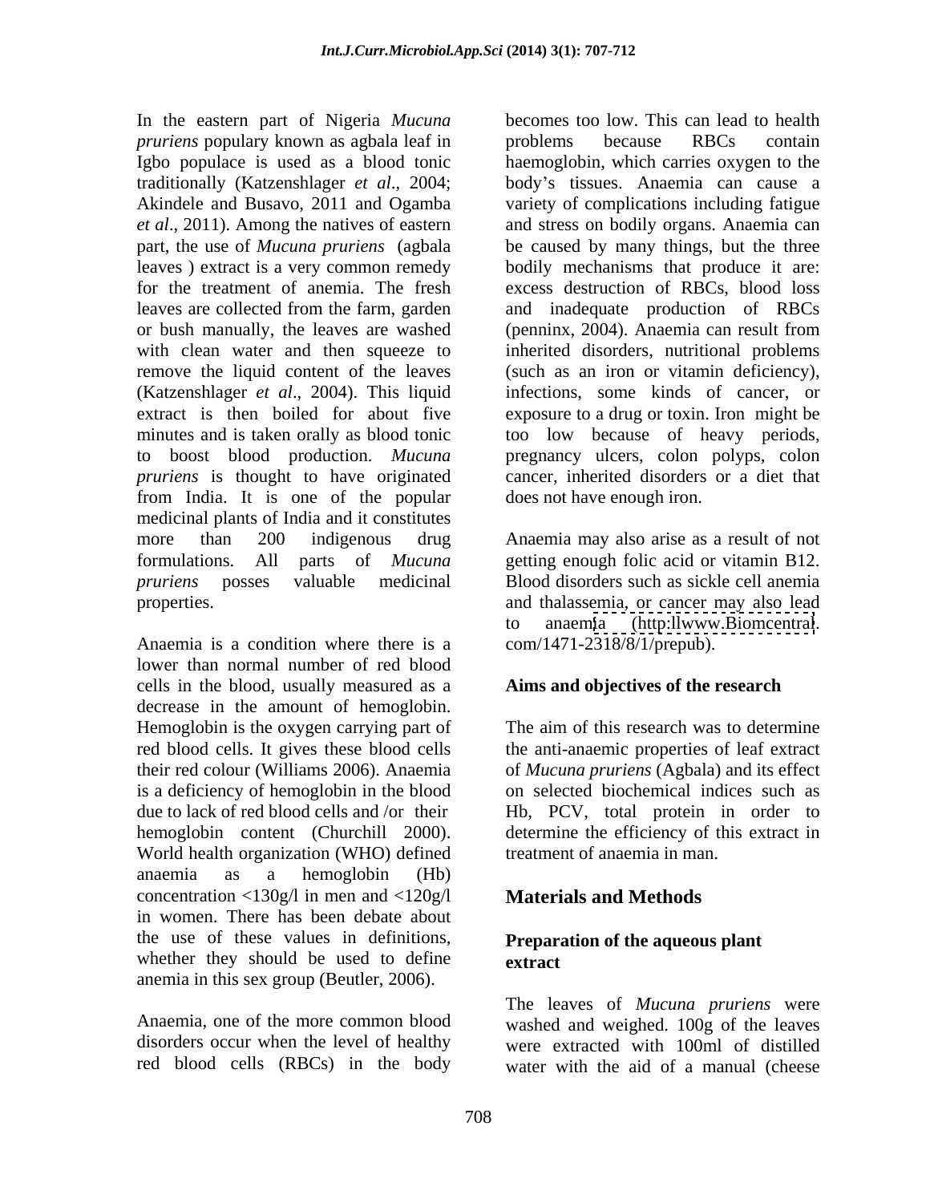In the eastern part of Nigeria *Mucuna pruriens* popularly known as agbala leaf in Igbo populace is used as a blood tonic traditionally (Katzenshlager *et al*., 2004; Akindele and Busavo, 2011 and Ogamba *et al*., 2011). Among the natives of eastern part, the use of *Mucuna pruriens* (agbala leaves ) extract is a very common remedy for the treatment of anemia. The fresh leaves are collected from the farm, garden or bush manually, the leaves are washed with clean water and then squeeze to remove the liquid content of the leaves (Katzenshlager *et al*., 2004). This liquid extract is then boiled for about five minutes and is taken orally as blood tonic to boost blood production. *Mucuna pruriens* is thought to have originated from India. It is one of the popular medicinal plants of India and it constitutes more than 200 indigenous drug formulations. All parts of *Mucuna pruriens* posses valuable medicinal properties.

Anaemia is a condition where there is a lower than normal number of red blood cells in the blood, usually measured as a decrease in the amount of hemoglobin. Hemoglobin is the oxygen carrying part of red blood cells. It gives these blood cells their red colour (Williams 2006). Anaemia is a deficiency of hemoglobin in the blood due to lack of red blood cells and /or their hemoglobin content (Churchill 2000). World health organization (WHO) defined anaemia as a hemoglobin (Hb) concentration <130g/l in men and <120g/l in women. There has been debate about the use of these values in definitions, whether they should be used to define anemia in this sex group (Beutler, 2006).

Anaemia, one of the more common blood disorders occur when the level of healthy red blood cells (RBCs) in the body becomes too low. This can lead to health problems because RBCs contain haemoglobin, which carries oxygen to the body's tissues. Anaemia can cause a variety of complications including fatigue and stress on bodily organs. Anaemia can be caused by many things, but the three bodily mechanisms that produce it are: excess destruction of RBCs, blood loss and inadequate production of RBCs (penninx, 2004). Anaemia can result from inherited disorders, nutritional problems (such as an iron or vitamin deficiency), infections, some kinds of cancer, or exposure to a drug or toxin. Iron might be too low because of heavy periods, pregnancy ulcers, colon polyps, colon cancer, inherited disorders or a diet that does not have enough iron.

Anaemia may also arise as a result of not getting enough folic acid or vitamin B12. Blood disorders such as sickle cell anemia and thalassemia, or cancer may also lead to anaemia (http:llwww.Biomcentral. com/1471-2318/8/1/prepub).

## Aims and objectives of the research

The aim of this research was to determine the anti-anaemic properties of leaf extract of *Mucuna pruriens* (Agbala) and its effect on selected biochemical indices such as Hb, PCV, total protein in order to determine the efficiency of this extract in treatment of anaemia in man.

# Materials and Methods

## Preparation of the aqueous plant extract

The leaves of *Mucuna pruriens* were washed and weighed. 100g of the leaves were extracted with 100ml of distilled water with the aid of a manual (cheese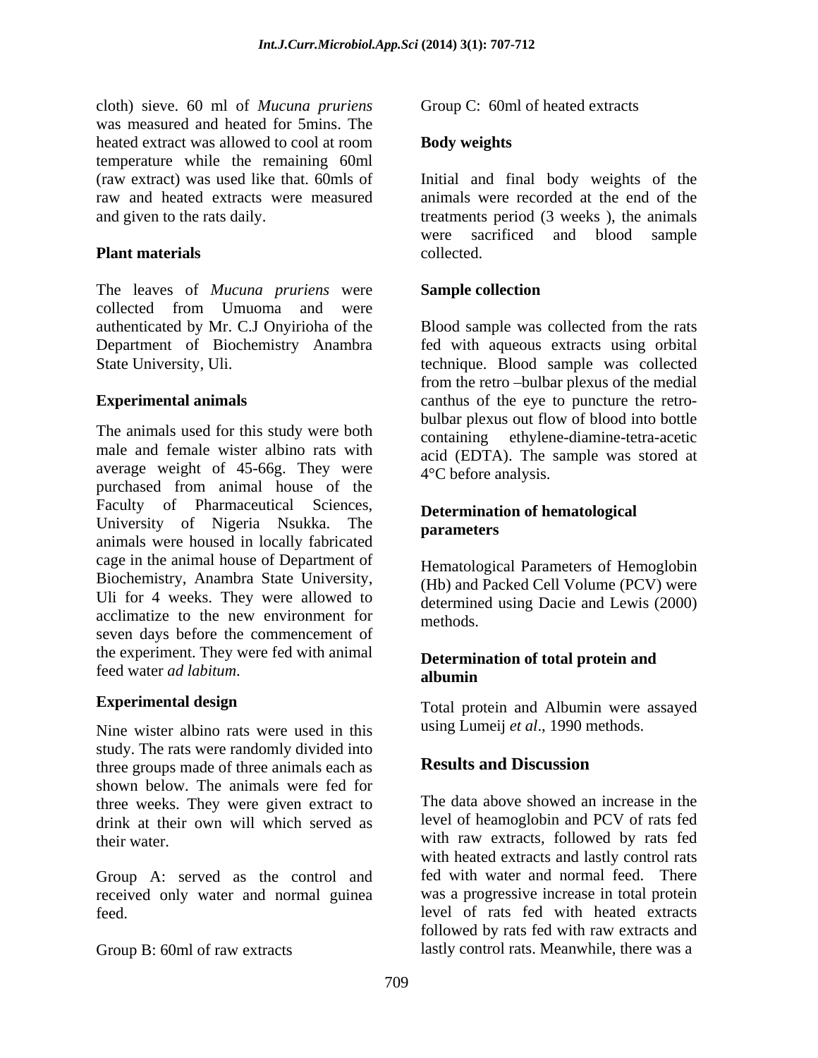cloth) sieve. 60 ml of *Mucuna pruriens* was measured and heated for 5mins. The heated extract was allowed to cool at room temperature while the remaining 60ml (raw extract) was used like that. 60mls of raw and heated extracts were measured and given to the rats daily.

**Plant materials**

The leaves of *Mucuna pruriens* were collected from Umuoma and were authenticated by Mr. C.J Onyirioha of the Department of Biochemistry Anambra State University, Uli.

**Experimental animals**

The animals used for this study were both male and female wister albino rats with average weight of 45-66g. They were purchased from animal house of the Faculty of Pharmaceutical Sciences, University of Nigeria Nsukka. The animals were housed in locally fabricated cage in the animal house of Department of Biochemistry, Anambra State University, Uli for 4 weeks. They were allowed to acclimatize to the new environment for seven days before the commencement of the experiment. They were fed with animal feed water *ad labitum*.

**Experimental design**

Nine wister albino rats were used in this study. The rats were randomly divided into three groups made of three animals each as shown below. The animals were fed for three weeks. They were given extract to drink at their own will which served as their water.

Group A: served as the control and received only water and normal guinea feed.

Group B: 60ml of raw extracts

Group C: 60ml of heated extracts

**Body weights**

Initial and final body weights of the animals were recorded at the end of the treatments period (3 weeks ), the animals were sacrificed and blood sample collected.

**Sample collection**

Blood sample was collected from the rats fed with aqueous extracts using orbital technique. Blood sample was collected from the retro –bulbar plexus of the medial canthus of the eye to puncture the retro-bulbar plexus out flow of blood into bottle containing ethylene-diamine-tetra-acetic acid (EDTA). The sample was stored at 4°C before analysis.

**Determination of hematological parameters**

Hematological Parameters of Hemoglobin (Hb) and Packed Cell Volume (PCV) were determined using Dacie and Lewis (2000) methods.

**Determination of total protein and albumin**

Total protein and Albumin were assayed using Lumeij *et al*., 1990 methods.

## Results and Discussion

The data above showed an increase in the level of heamoglobin and PCV of rats fed with raw extracts, followed by rats fed with heated extracts and lastly control rats fed with water and normal feed. There was a progressive increase in total protein level of rats fed with heated extracts followed by rats fed with raw extracts and lastly control rats. Meanwhile, there was a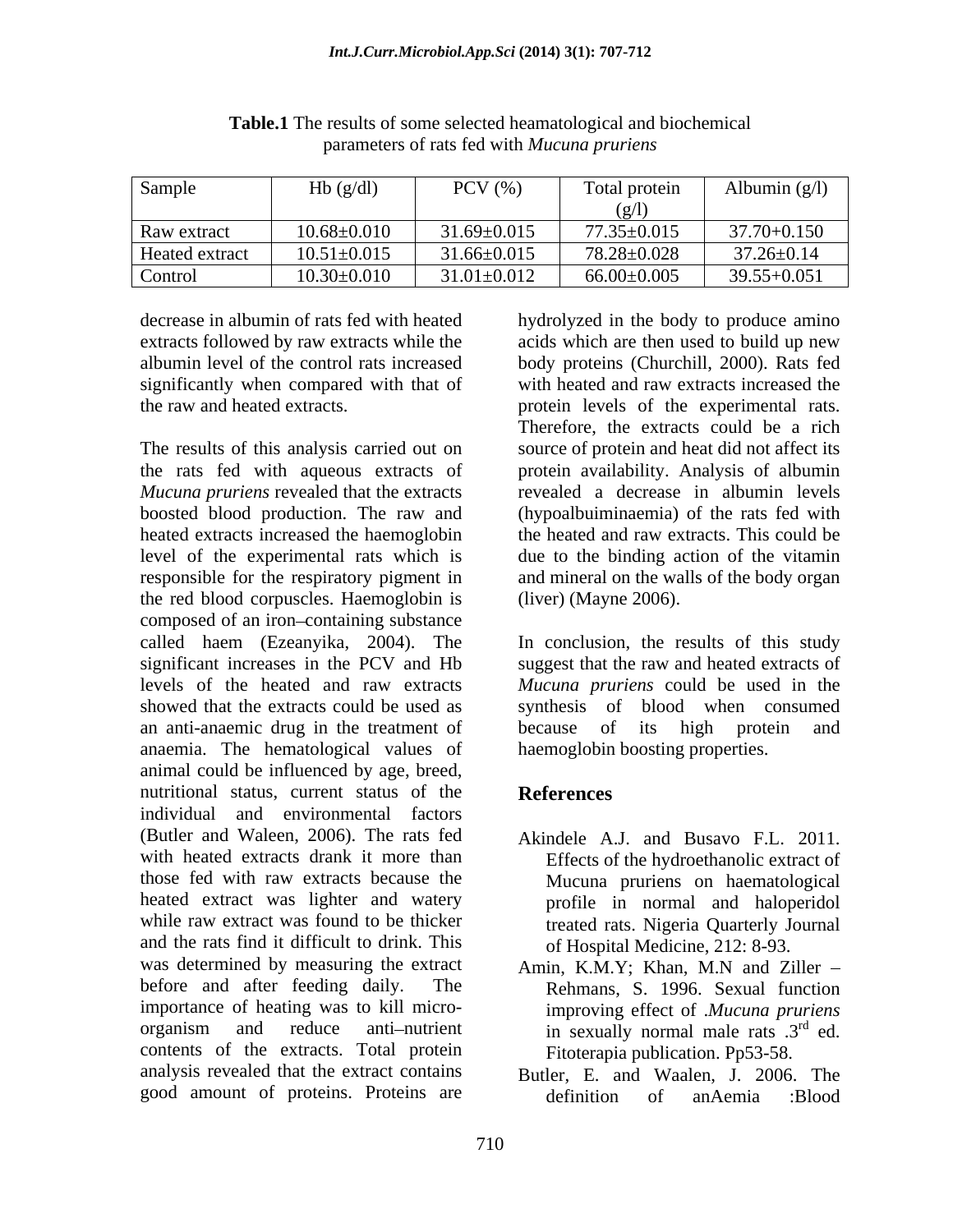**Table.1** The results of some selected heamatological and biochemical parameters of rats fed with *Mucuna pruriens*

| Sample | Hb (g/dl) | PCV (%) | Total protein (g/l) | Albumin (g/l) |
|---|---|---|---|---|
| Raw extract | 10.68±0.010 | 31.69±0.015 | 77.35±0.015 | 37.70+0.150 |
| Heated extract | 10.51±0.015 | 31.66±0.015 | 78.28±0.028 | 37.26±0.14 |
| Control | 10.30±0.010 | 31.01±0.012 | 66.00±0.005 | 39.55+0.051 |

decrease in albumin of rats fed with heated extracts followed by raw extracts while the albumin level of the control rats increased significantly when compared with that of the raw and heated extracts.

The results of this analysis carried out on the rats fed with aqueous extracts of *Mucuna pruriens* revealed that the extracts boosted blood production. The raw and heated extracts increased the haemoglobin level of the experimental rats which is responsible for the respiratory pigment in the red blood corpuscles. Haemoglobin is composed of an iron–containing substance called haem (Ezeanyika, 2004). The significant increases in the PCV and Hb levels of the heated and raw extracts showed that the extracts could be used as an anti-anaemic drug in the treatment of anaemia. The hematological values of animal could be influenced by age, breed, nutritional status, current status of the individual and environmental factors (Butler and Waleen, 2006). The rats fed with heated extracts drank it more than those fed with raw extracts because the heated extract was lighter and watery while raw extract was found to be thicker and the rats find it difficult to drink. This was determined by measuring the extract before and after feeding daily. The importance of heating was to kill micro-organism and reduce anti–nutrient contents of the extracts. Total protein analysis revealed that the extract contains good amount of proteins. Proteins are hydrolyzed in the body to produce amino acids which are then used to build up new body proteins (Churchill, 2000). Rats fed with heated and raw extracts increased the protein levels of the experimental rats. Therefore, the extracts could be a rich source of protein and heat did not affect its protein availability. Analysis of albumin revealed a decrease in albumin levels (hypoalbuiminaemia) of the rats fed with the heated and raw extracts. This could be due to the binding action of the vitamin and mineral on the walls of the body organ (liver) (Mayne 2006).

In conclusion, the results of this study suggest that the raw and heated extracts of *Mucuna pruriens* could be used in the synthesis of blood when consumed because of its high protein and haemoglobin boosting properties.

## References

Akindele A.J. and Busavo F.L. 2011. Effects of the hydroethanolic extract of Mucuna pruriens on haematological profile in normal and haloperidol treated rats. Nigeria Quarterly Journal of Hospital Medicine, 212: 8-93.

Amin, K.M.Y; Khan, M.N and Ziller – Rehmans, S. 1996. Sexual function improving effect of .*Mucuna pruriens* in sexually normal male rats .3rd ed. Fitoterapia publication. Pp53-58.

Butler, E. and Waalen, J. 2006. The definition of anAemia :Blood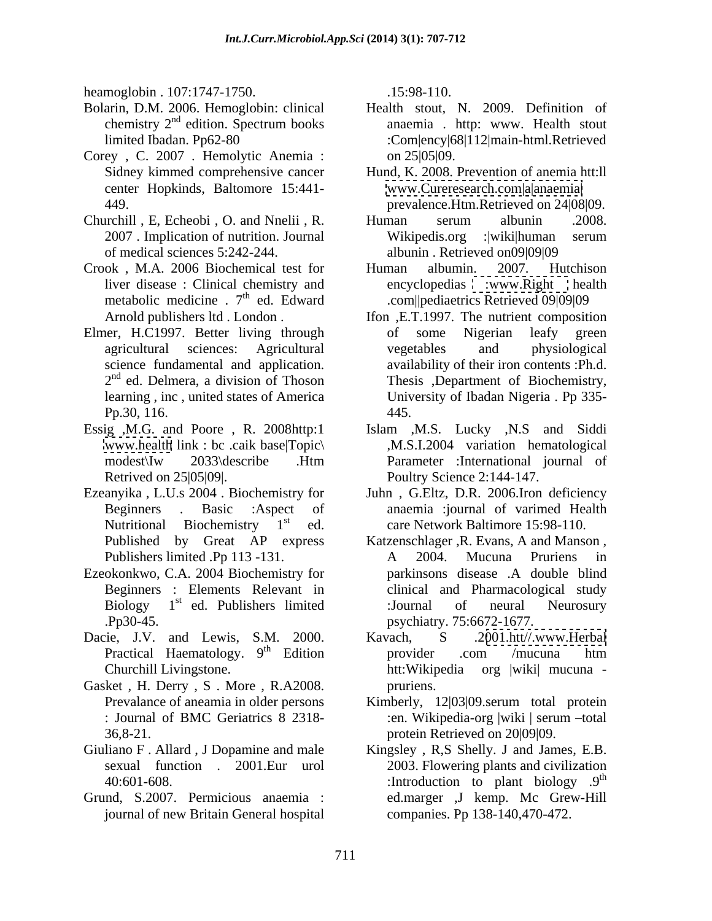heamoglobin . 107:1747-1750.

Bolarin, D.M. 2006. Hemoglobin: clinical chemistry 2nd edition. Spectrum books limited Ibadan. Pp62-80

Corey , C. 2007 . Hemolytic Anemia : Sidney kimmed comprehensive cancer center Hopkinds, Baltomore 15:441-449.

Churchill , E, Echeobi , O. and Nnelii , R. 2007 . Implication of nutrition. Journal of medical sciences 5:242-244.

Crook , M.A. 2006 Biochemical test for liver disease : Clinical chemistry and metabolic medicine . 7th ed. Edward Arnold publishers ltd . London .

Elmer, H.C1997. Better living through agricultural sciences: Agricultural science fundamental and application. 2nd ed. Delmera, a division of Thoson learning , inc , united states of America Pp.30, 116.

Essig ,M.G. and Poore , R. 2008http:1 www.health link : bc .caik base|Topic\ modest\Iw 2033\describe .Htm Retrived on 25|05|09|.

Ezeanyika , L.U.s 2004 . Biochemistry for Beginners . Basic :Aspect of Nutritional Biochemistry 1st ed. Published by Great AP express Publishers limited .Pp 113 -131.

Ezeokonkwo, C.A. 2004 Biochemistry for Beginners : Elements Relevant in Biology 1st ed. Publishers limited .Pp30-45.

Dacie, J.V. and Lewis, S.M. 2000. Practical Haematology. 9th Edition Churchill Livingstone.

Gasket , H. Derry , S . More , R.A2008. Prevalance of aneamia in older persons : Journal of BMC Geriatrics 8 2318-36,8-21.

Giuliano F . Allard , J Dopamine and male sexual function . 2001.Eur urol 40:601-608.

Grund, S.2007. Permicious anaemia : journal of new Britain General hospital .15:98-110.

Health stout, N. 2009. Definition of anaemia . http: www. Health stout :Com|ency|68|112|main-html.Retrieved on 25|05|09.

Hund, K. 2008. Prevention of anemia htt:ll www.Cureresearch.com|a|anaemia| prevalence.Htm.Retrieved on 24|08|09.

Human serum albunin .2008. Wikipedis.org :|wiki|human serum albunin . Retrieved on09|09|09

Human albumin. 2007. Hutchison encyclopedias : :www.Right : health .com||pediaetrics Retrieved 09|09|09

Ifon ,E.T.1997. The nutrient composition of some Nigerian leafy green vegetables and physiological availability of their iron contents :Ph.d. Thesis ,Department of Biochemistry, University of Ibadan Nigeria . Pp 335-445.

Islam ,M.S. Lucky ,N.S and Siddi ,M.S.I.2004 variation hematological Parameter :International journal of Poultry Science 2:144-147.

Juhn , G.Eltz, D.R. 2006.Iron deficiency anaemia :journal of varimed Health care Network Baltimore 15:98-110.

Katzenschlager ,R. Evans, A and Manson , A 2004. Mucuna Pruriens in parkinsons disease .A double blind clinical and Pharmacological study :Journal of neural Neurosury psychiatry. 75:6672-1677.

Kavach, S .2001.htt//.www.Herbal provider .com /mucuna htm htt:Wikipedia org |wiki| mucuna - pruriens.

Kimberly, 12|03|09.serum total protein :en. Wikipedia-org |wiki | serum –total protein Retrieved on 20|09|09.

Kingsley , R,S Shelly. J and James, E.B. 2003. Flowering plants and civilization :Introduction to plant biology .9th ed.marger ,J kemp. Mc Grew-Hill companies. Pp 138-140,470-472.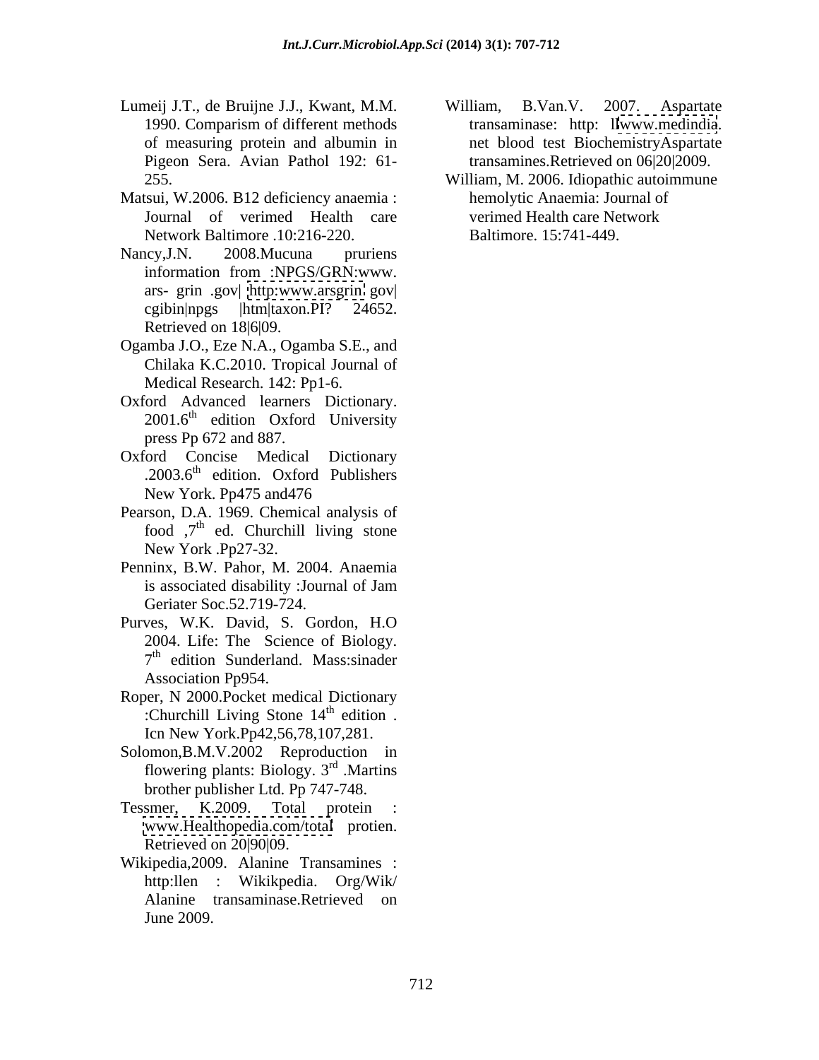Lumeij J.T., de Bruijne J.J., Kwant, M.M. 1990. Comparism of different methods of measuring protein and albumin in Pigeon Sera. Avian Pathol 192: 61-255.

Matsui, W.2006. B12 deficiency anaemia : Journal of verimed Health care Network Baltimore .10:216-220.

Nancy,J.N. 2008.Mucuna pruriens information from :NPGS/GRN:www. ars- grin .gov| http:www.arsgrin gov| cgibin|npgs |htm|taxon.PI? 24652. Retrieved on 18|6|09.

Ogamba J.O., Eze N.A., Ogamba S.E., and Chilaka K.C.2010. Tropical Journal of Medical Research. 142: Pp1-6.

Oxford Advanced learners Dictionary. 2001.6th edition Oxford University press Pp 672 and 887.

Oxford Concise Medical Dictionary .2003.6th edition. Oxford Publishers New York. Pp475 and476

Pearson, D.A. 1969. Chemical analysis of food ,7th ed. Churchill living stone New York .Pp27-32.

Penninx, B.W. Pahor, M. 2004. Anaemia is associated disability :Journal of Jam Geriater Soc.52.719-724.

Purves, W.K. David, S. Gordon, H.O 2004. Life: The Science of Biology. 7th edition Sunderland. Mass:sinader Association Pp954.

Roper, N 2000.Pocket medical Dictionary :Churchill Living Stone 14th edition . Icn New York.Pp42,56,78,107,281.

Solomon,B.M.V.2002 Reproduction in flowering plants: Biology. 3rd .Martins brother publisher Ltd. Pp 747-748.

Tessmer, K.2009. Total protein : www.Healthopedia.com/total protien. Retrieved on 20|90|09.

Wikipedia,2009. Alanine Transamines : http:llen : Wikikpedia. Org/Wik/ Alanine transaminase.Retrieved on June 2009.

William, B.Van.V. 2007. Aspartate transaminase: http: lwww.medindia. net blood test BiochemistryAspartate transamines.Retrieved on 06|20|2009.

William, M. 2006. Idiopathic autoimmune hemolytic Anaemia: Journal of verimed Health care Network Baltimore. 15:741-449.